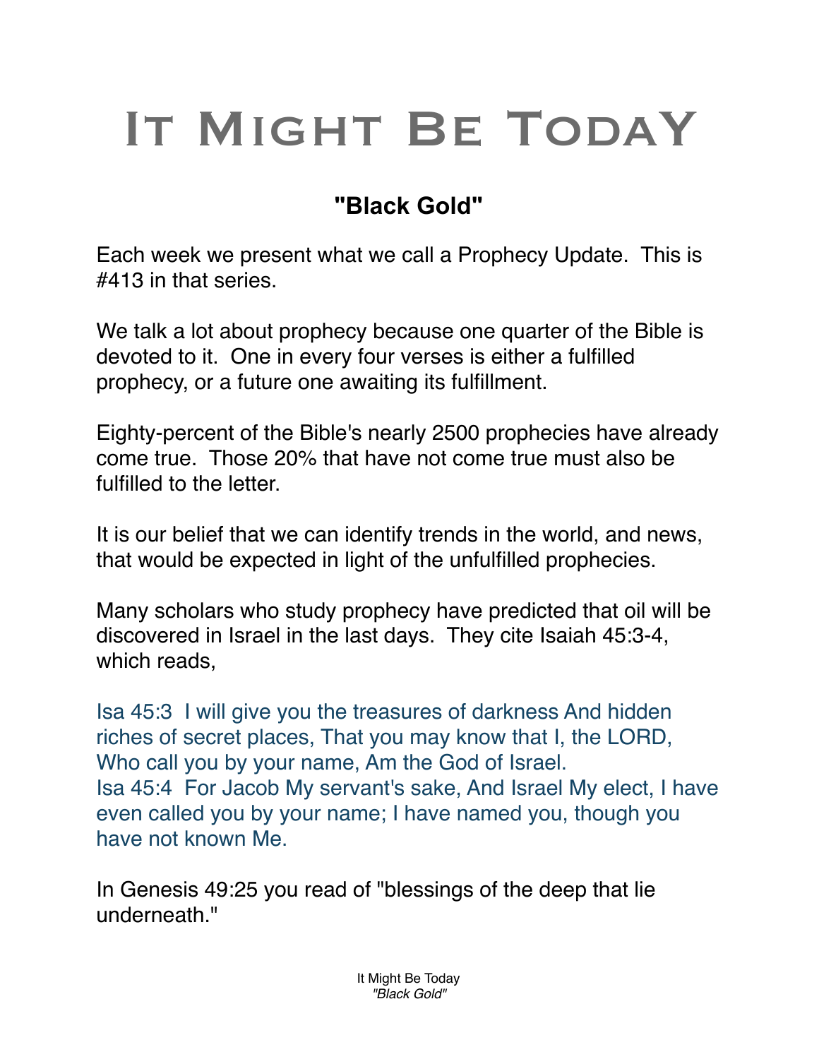# It Might Be TodaY

## "Black Gold"

Each week we present what we call a Prophecy Update. This is #413 in that series.

We talk a lot about prophecy because one quarter of the Bible is devoted to it. One in every four verses is either a fulfilled prophecy, or a future one awaiting its fulfillment.

Eighty-percent of the Bible's nearly 2500 prophecies have already come true. Those 20% that have not come true must also be fulfilled to the letter.

It is our belief that we can identify trends in the world, and news, that would be expected in light of the unfulfilled prophecies.

Many scholars who study prophecy have predicted that oil will be discovered in Israel in the last days. They cite Isaiah 45:3-4, which reads,

Isa 45:3 I will give you the treasures of darkness And hidden riches of secret places, That you may know that I, the LORD, Who call you by your name, Am the God of Israel.
Isa 45:4 For Jacob My servant's sake, And Israel My elect, I have even called you by your name; I have named you, though you have not known Me.

In Genesis 49:25 you read of "blessings of the deep that lie underneath."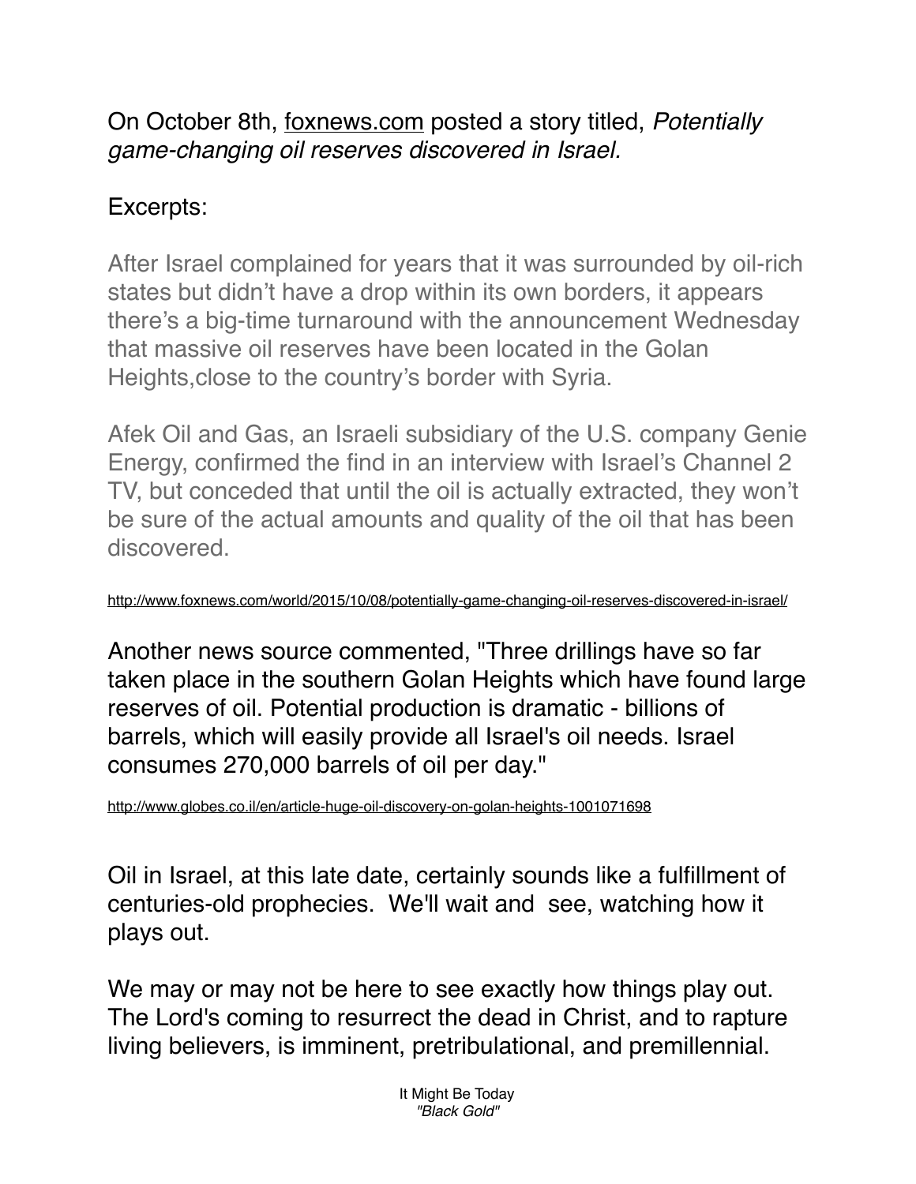On October 8th, foxnews.com posted a story titled, *Potentially game-changing oil reserves discovered in Israel.*

Excerpts:

> After Israel complained for years that it was surrounded by oil-rich states but didn't have a drop within its own borders, it appears there's a big-time turnaround with the announcement Wednesday that massive oil reserves have been located in the Golan Heights,close to the country's border with Syria.
>
> Afek Oil and Gas, an Israeli subsidiary of the U.S. company Genie Energy, confirmed the find in an interview with Israel's Channel 2 TV, but conceded that until the oil is actually extracted, they won't be sure of the actual amounts and quality of the oil that has been discovered.

http://www.foxnews.com/world/2015/10/08/potentially-game-changing-oil-reserves-discovered-in-israel/

Another news source commented, "Three drillings have so far taken place in the southern Golan Heights which have found large reserves of oil. Potential production is dramatic - billions of barrels, which will easily provide all Israel's oil needs. Israel consumes 270,000 barrels of oil per day."

http://www.globes.co.il/en/article-huge-oil-discovery-on-golan-heights-1001071698

Oil in Israel, at this late date, certainly sounds like a fulfillment of centuries-old prophecies. We'll wait and see, watching how it plays out.

We may or may not be here to see exactly how things play out. The Lord's coming to resurrect the dead in Christ, and to rapture living believers, is imminent, pretribulational, and premillennial.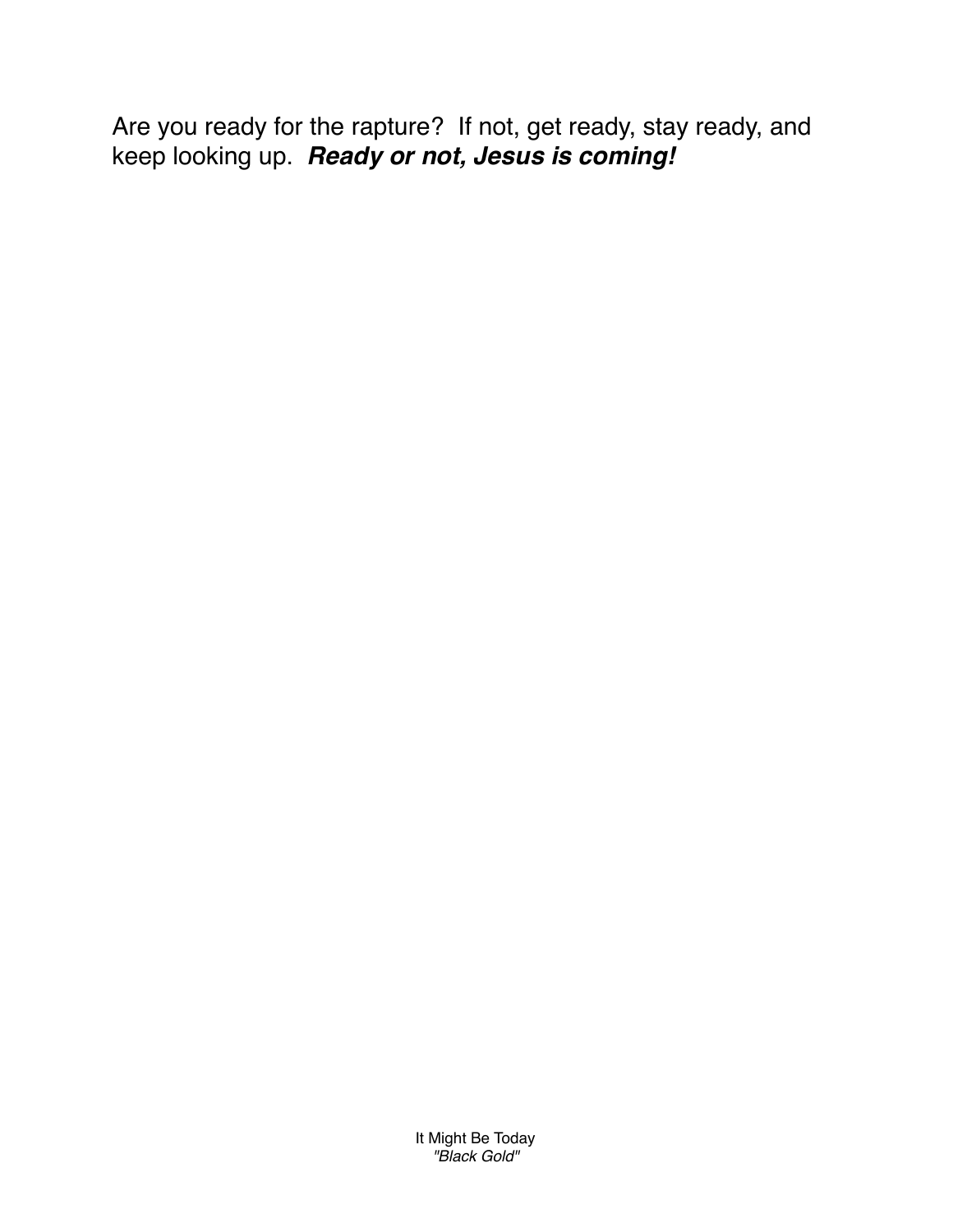Are you ready for the rapture? If not, get ready, stay ready, and keep looking up. ***Ready or not, Jesus is coming!***